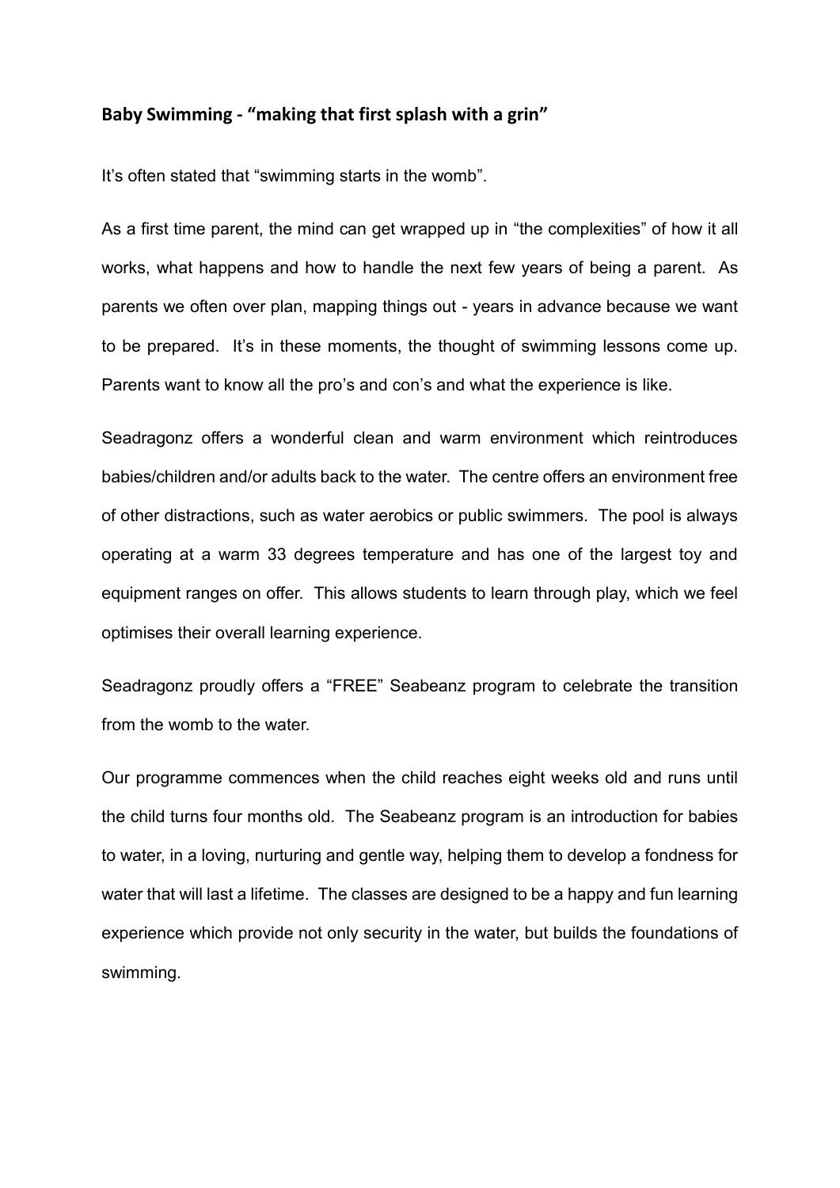## Baby Swimming - "making that first splash with a grin"

It's often stated that "swimming starts in the womb".

As a first time parent, the mind can get wrapped up in "the complexities" of how it all works, what happens and how to handle the next few years of being a parent. As parents we often over plan, mapping things out - years in advance because we want to be prepared. It's in these moments, the thought of swimming lessons come up. Parents want to know all the pro's and con's and what the experience is like.

Seadragonz offers a wonderful clean and warm environment which reintroduces babies/children and/or adults back to the water. The centre offers an environment free of other distractions, such as water aerobics or public swimmers. The pool is always operating at a warm 33 degrees temperature and has one of the largest toy and equipment ranges on offer. This allows students to learn through play, which we feel optimises their overall learning experience.

Seadragonz proudly offers a "FREE" Seabeanz program to celebrate the transition from the womb to the water.

Our programme commences when the child reaches eight weeks old and runs until the child turns four months old. The Seabeanz program is an introduction for babies to water, in a loving, nurturing and gentle way, helping them to develop a fondness for water that will last a lifetime. The classes are designed to be a happy and fun learning experience which provide not only security in the water, but builds the foundations of swimming.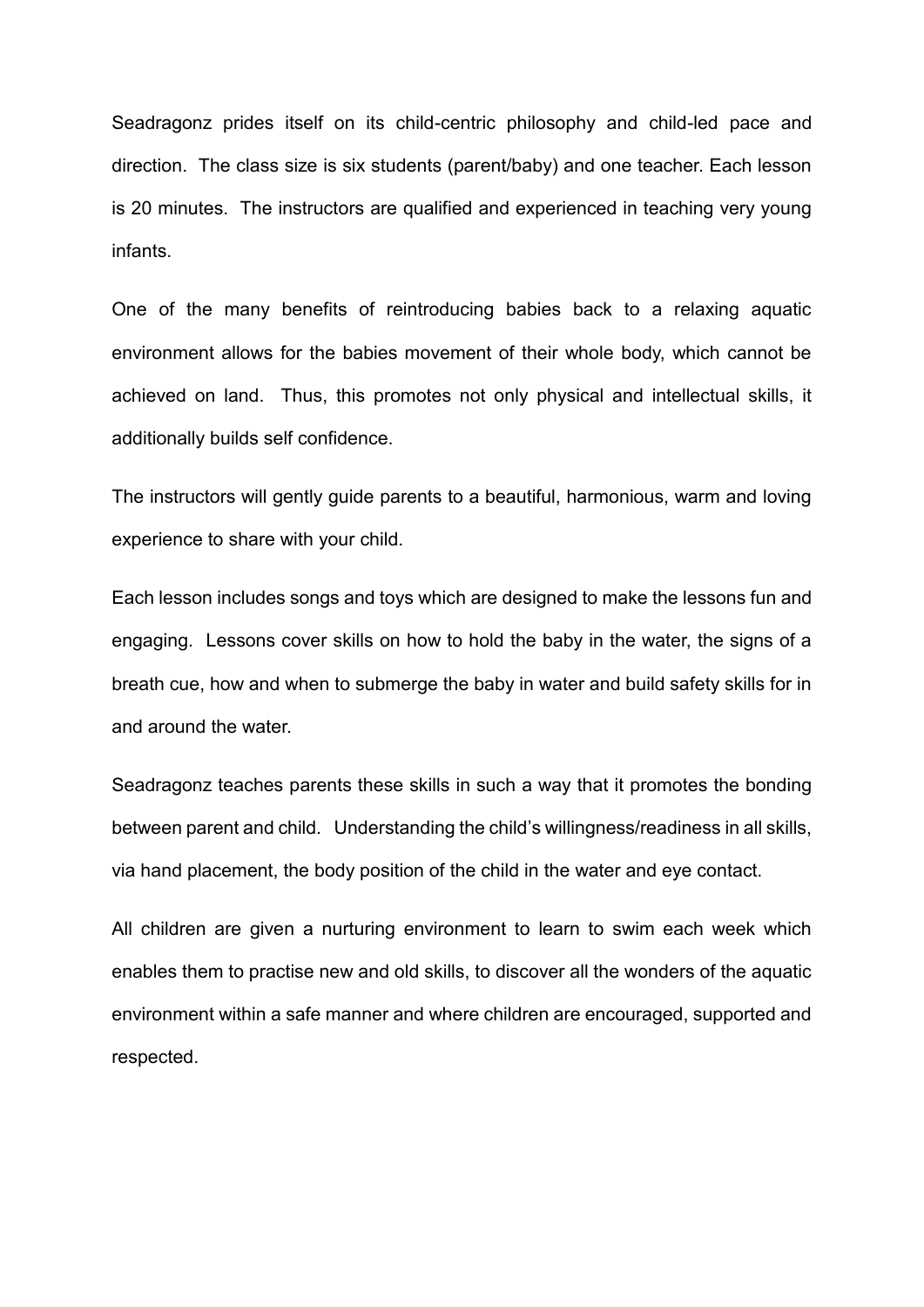Seadragonz prides itself on its child-centric philosophy and child-led pace and direction. The class size is six students (parent/baby) and one teacher. Each lesson is 20 minutes. The instructors are qualified and experienced in teaching very young infants.

One of the many benefits of reintroducing babies back to a relaxing aquatic environment allows for the babies movement of their whole body, which cannot be achieved on land. Thus, this promotes not only physical and intellectual skills, it additionally builds self confidence.

The instructors will gently guide parents to a beautiful, harmonious, warm and loving experience to share with your child.

Each lesson includes songs and toys which are designed to make the lessons fun and engaging. Lessons cover skills on how to hold the baby in the water, the signs of a breath cue, how and when to submerge the baby in water and build safety skills for in and around the water.

Seadragonz teaches parents these skills in such a way that it promotes the bonding between parent and child. Understanding the child's willingness/readiness in all skills, via hand placement, the body position of the child in the water and eye contact.

All children are given a nurturing environment to learn to swim each week which enables them to practise new and old skills, to discover all the wonders of the aquatic environment within a safe manner and where children are encouraged, supported and respected.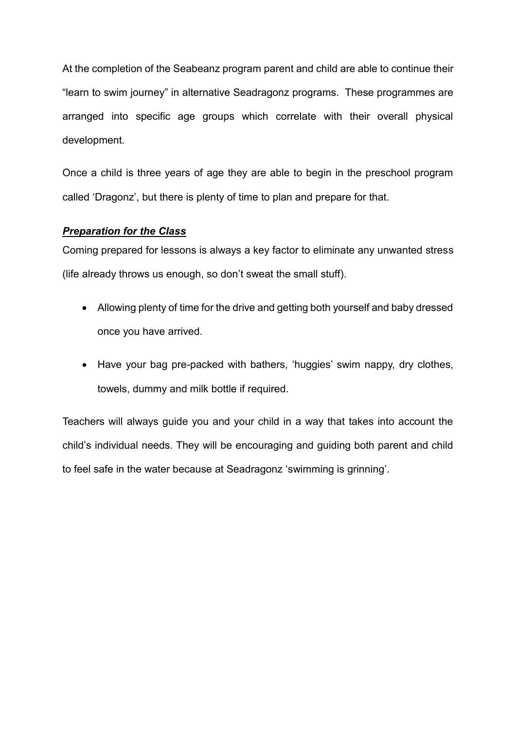At the completion of the Seabeanz program parent and child are able to continue their "learn to swim journey" in alternative Seadragonz programs. These programmes are arranged into specific age groups which correlate with their overall physical development.

Once a child is three years of age they are able to begin in the preschool program called 'Dragonz', but there is plenty of time to plan and prepare for that.

***Preparation for the Class***

Coming prepared for lessons is always a key factor to eliminate any unwanted stress (life already throws us enough, so don't sweat the small stuff).

- Allowing plenty of time for the drive and getting both yourself and baby dressed once you have arrived.
- Have your bag pre-packed with bathers, 'huggies' swim nappy, dry clothes, towels, dummy and milk bottle if required.

Teachers will always guide you and your child in a way that takes into account the child's individual needs. They will be encouraging and guiding both parent and child to feel safe in the water because at Seadragonz 'swimming is grinning'.